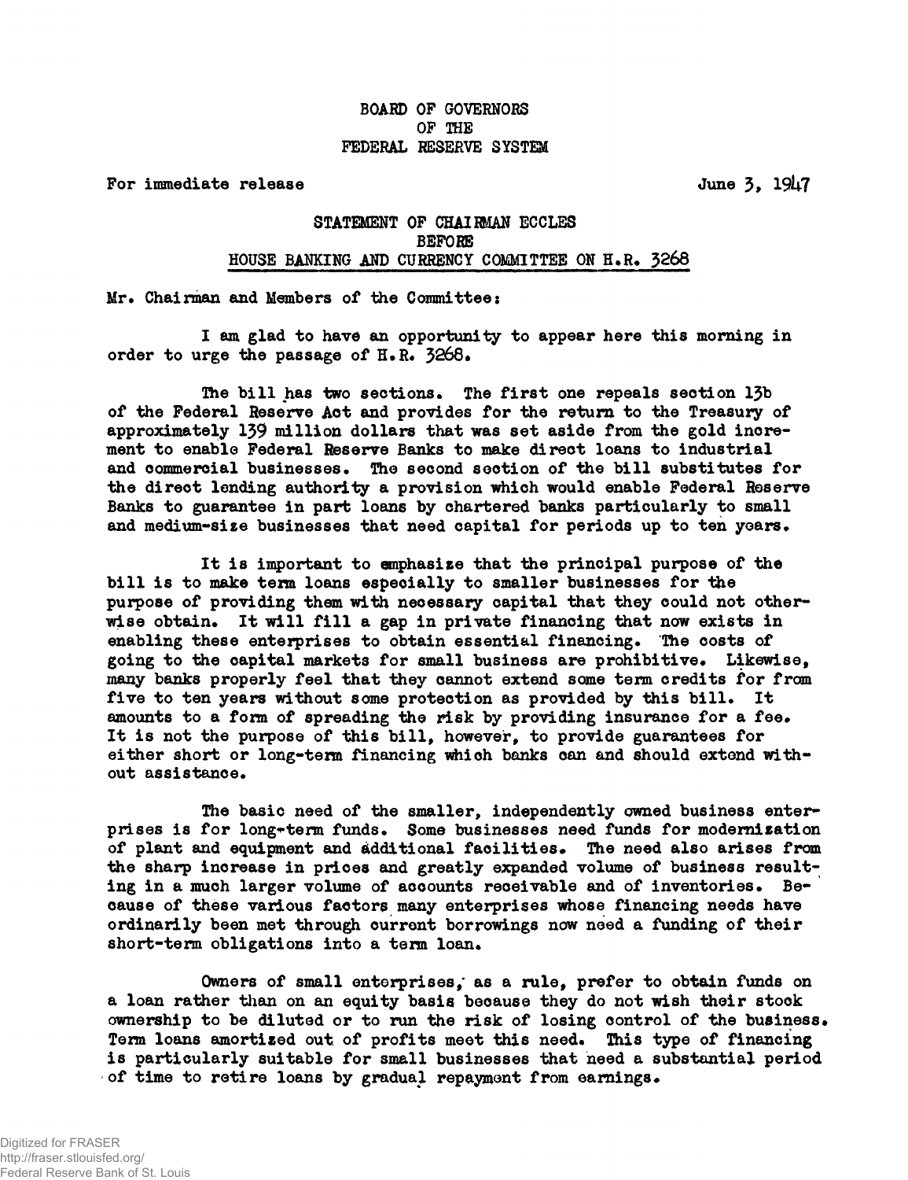BOARD OF GOVERNORS
OF THE
FEDERAL RESERVE SYSTEM

For immediate release June 3, 1947

## STATEMENT OF CHAIRMAN ECCLES
## BEFORE
## HOUSE BANKING AND CURRENCY COMMITTEE ON H.R. 3268

Mr. Chairman and Members of the Committee:

I am glad to have an opportunity to appear here this morning in order to urge the passage of H.R. 3268.

The bill has two sections. The first one repeals section 13b of the Federal Reserve Act and provides for the return to the Treasury of approximately 139 million dollars that was set aside from the gold increment to enable Federal Reserve Banks to make direct loans to industrial and commercial businesses. The second section of the bill substitutes for the direct lending authority a provision which would enable Federal Reserve Banks to guarantee in part loans by chartered banks particularly to small and medium-size businesses that need capital for periods up to ten years.

It is important to emphasize that the principal purpose of the bill is to make term loans especially to smaller businesses for the purpose of providing them with necessary capital that they could not otherwise obtain. It will fill a gap in private financing that now exists in enabling these enterprises to obtain essential financing. The costs of going to the capital markets for small business are prohibitive. Likewise, many banks properly feel that they cannot extend some term credits for from five to ten years without some protection as provided by this bill. It amounts to a form of spreading the risk by providing insurance for a fee. It is not the purpose of this bill, however, to provide guarantees for either short or long-term financing which banks can and should extend without assistance.

The basic need of the smaller, independently owned business enterprises is for long-term funds. Some businesses need funds for modernization of plant and equipment and additional facilities. The need also arises from the sharp increase in prices and greatly expanded volume of business resulting in a much larger volume of accounts receivable and of inventories. Because of these various factors many enterprises whose financing needs have ordinarily been met through current borrowings now need a funding of their short-term obligations into a term loan.

Owners of small enterprises, as a rule, prefer to obtain funds on a loan rather than on an equity basis because they do not wish their stock ownership to be diluted or to run the risk of losing control of the business. Term loans amortized out of profits meet this need. This type of financing is particularly suitable for small businesses that need a substantial period of time to retire loans by gradual repayment from earnings.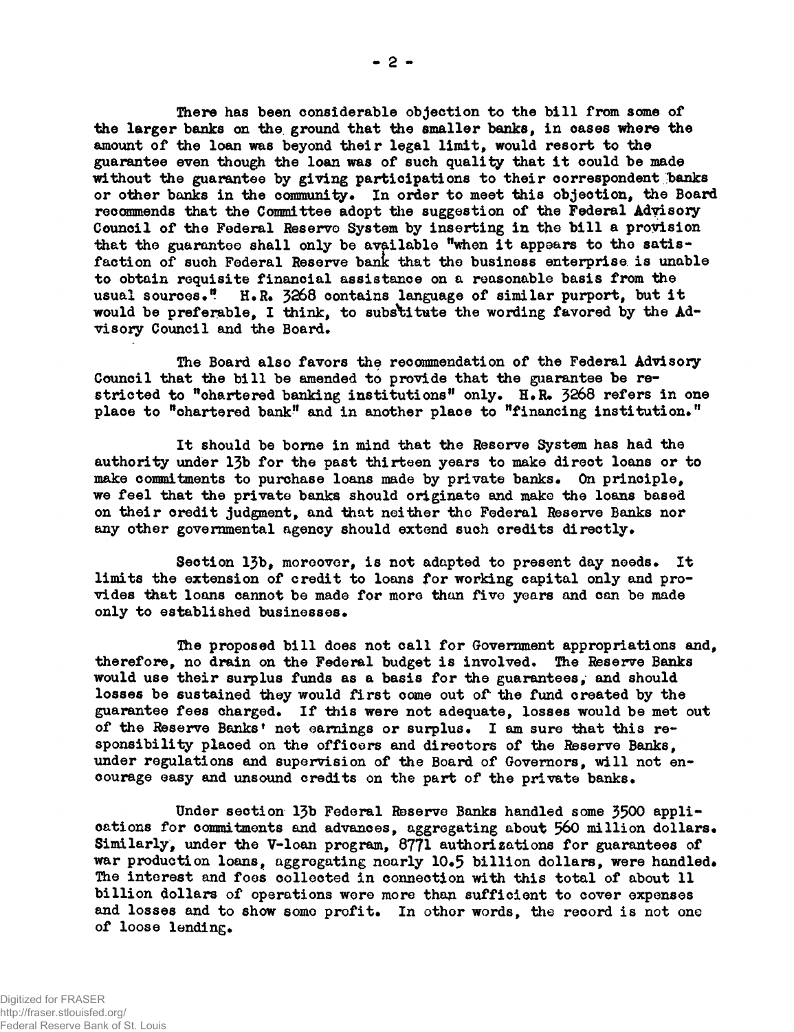There has been considerable objection to the bill from some of the larger banks on the ground that the smaller banks, in cases where the amount of the loan was beyond their legal limit, would resort to the guarantee even though the loan was of such quality that it could be made without the guarantee by giving participations to their correspondent banks or other banks in the community. In order to meet this objection, the Board recommends that the Committee adopt the suggestion of the Federal Advisory Council of the Federal Reserve System by inserting in the bill a provision that the guarantee shall only be available "when it appears to the satisfaction of such Federal Reserve bank that the business enterprise is unable to obtain requisite financial assistance on a reasonable basis from the usual sources." H.R. 3268 contains language of similar purport, but it would be preferable, I think, to substitute the wording favored by the Advisory Council and the Board.

The Board also favors the recommendation of the Federal Advisory Council that the bill be amended to provide that the guarantee be restricted to "chartered banking institutions" only. H.R. 3268 refers in one place to "chartered bank" and in another place to "financing institution."

It should be borne in mind that the Reserve System has had the authority under 13b for the past thirteen years to make direct loans or to make commitments to purchase loans made by private banks. On principle, we feel that the private banks should originate and make the loans based on their credit judgment, and that neither the Federal Reserve Banks nor any other governmental agency should extend such credits directly.

Section 13b, moreover, is not adapted to present day needs. It limits the extension of credit to loans for working capital only and provides that loans cannot be made for more than five years and can be made only to established businesses.

The proposed bill does not call for Government appropriations and, therefore, no drain on the Federal budget is involved. The Reserve Banks would use their surplus funds as a basis for the guarantees, and should losses be sustained they would first come out of the fund created by the guarantee fees charged. If this were not adequate, losses would be met out of the Reserve Banks' net earnings or surplus. I am sure that this responsibility placed on the officers and directors of the Reserve Banks, under regulations and supervision of the Board of Governors, will not encourage easy and unsound credits on the part of the private banks.

Under section 13b Federal Reserve Banks handled some 3500 applications for commitments and advances, aggregating about 560 million dollars. Similarly, under the V-loan program, 8771 authorizations for guarantees of war production loans, aggregating nearly 10.5 billion dollars, were handled. The interest and fees collected in connection with this total of about 11 billion dollars of operations were more than sufficient to cover expenses and losses and to show some profit. In other words, the record is not one of loose lending.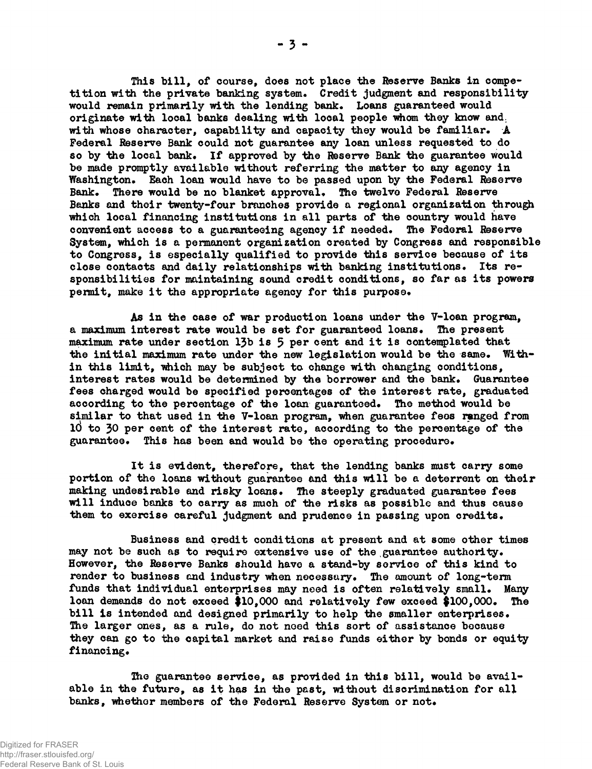This bill, of course, does not place the Reserve Banks in competition with the private banking system. Credit judgment and responsibility would remain primarily with the lending bank. Loans guaranteed would originate with local banks dealing with local people whom they know and with whose character, capability and capacity they would be familiar. A Federal Reserve Bank could not guarantee any loan unless requested to do so by the local bank. If approved by the Reserve Bank the guarantee would be made promptly available without referring the matter to any agency in Washington. Each loan would have to be passed upon by the Federal Reserve Bank. There would be no blanket approval. The twelve Federal Reserve Banks and their twenty-four branches provide a regional organization through which local financing institutions in all parts of the country would have convenient access to a guaranteeing agency if needed. The Federal Reserve System, which is a permanent organization created by Congress and responsible to Congress, is especially qualified to provide this service because of its close contacts and daily relationships with banking institutions. Its responsibilities for maintaining sound credit conditions, so far as its powers permit, make it the appropriate agency for this purpose.

As in the case of war production loans under the V-loan program, a maximum interest rate would be set for guaranteed loans. The present maximum rate under section 13b is 5 per cent and it is contemplated that the initial maximum rate under the new legislation would be the same. Within this limit, which may be subject to change with changing conditions, interest rates would be determined by the borrower and the bank. Guarantee fees charged would be specified percentages of the interest rate, graduated according to the percentage of the loan guaranteed. The method would be similar to that used in the V-loan program, when guarantee fees ranged from 10 to 30 per cent of the interest rate, according to the percentage of the guarantee. This has been and would be the operating procedure.

It is evident, therefore, that the lending banks must carry some portion of the loans without guarantee and this will be a deterrent on their making undesirable and risky loans. The steeply graduated guarantee fees will induce banks to carry as much of the risks as possible and thus cause them to exercise careful judgment and prudence in passing upon credits.

Business and credit conditions at present and at some other times may not be such as to require extensive use of the guarantee authority. However, the Reserve Banks should have a stand-by service of this kind to render to business and industry when necessary. The amount of long-term funds that individual enterprises may need is often relatively small. Many loan demands do not exceed $10,000 and relatively few exceed $100,000. The bill is intended and designed primarily to help the smaller enterprises. The larger ones, as a rule, do not need this sort of assistance because they can go to the capital market and raise funds either by bonds or equity financing.

The guarantee service, as provided in this bill, would be available in the future, as it has in the past, without discrimination for all banks, whether members of the Federal Reserve System or not.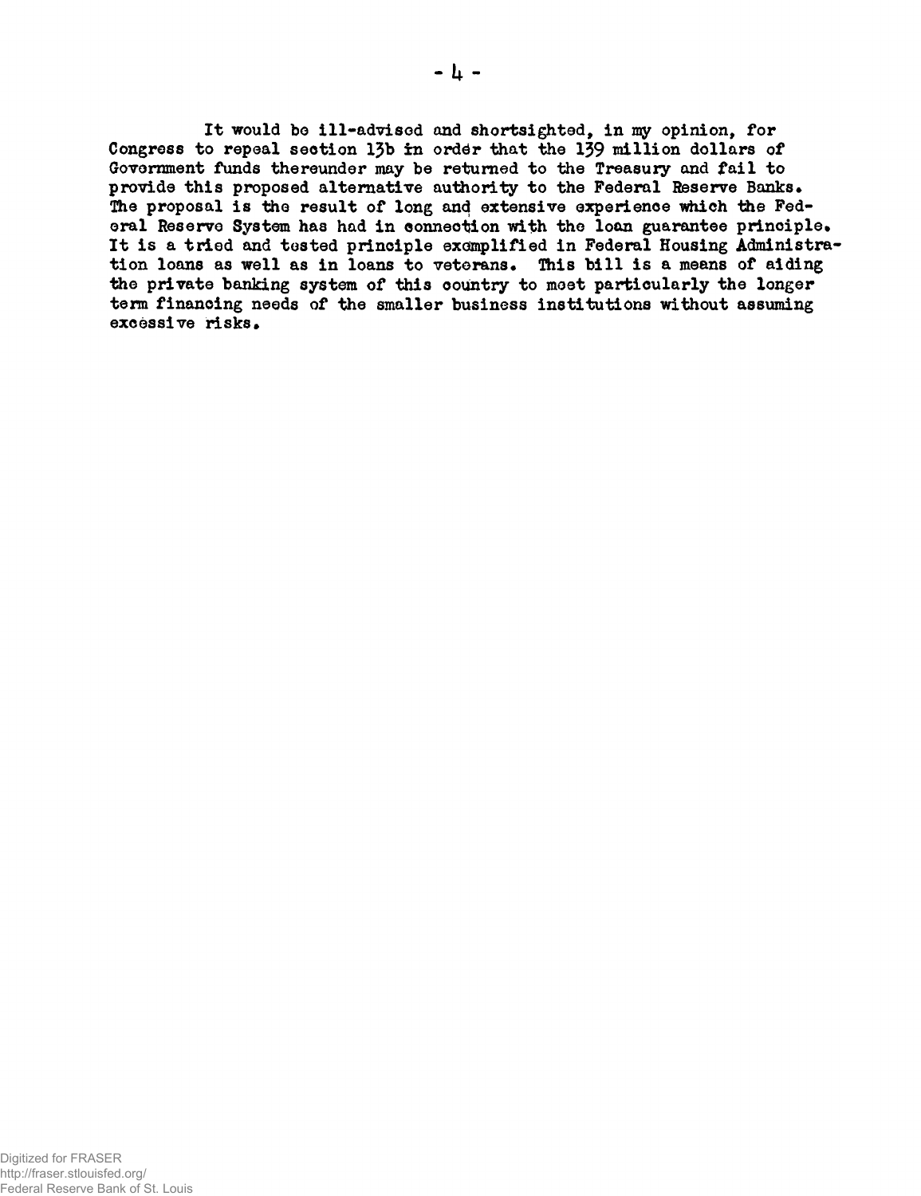It would be ill-advised and shortsighted, in my opinion, for Congress to repeal section 13b in order that the 139 million dollars of Government funds thereunder may be returned to the Treasury and fail to provide this proposed alternative authority to the Federal Reserve Banks. The proposal is the result of long and extensive experience which the Federal Reserve System has had in connection with the loan guarantee principle. It is a tried and tested principle exemplified in Federal Housing Administration loans as well as in loans to veterans. This bill is a means of aiding the private banking system of this country to meet particularly the longer term financing needs of the smaller business institutions without assuming excessive risks.